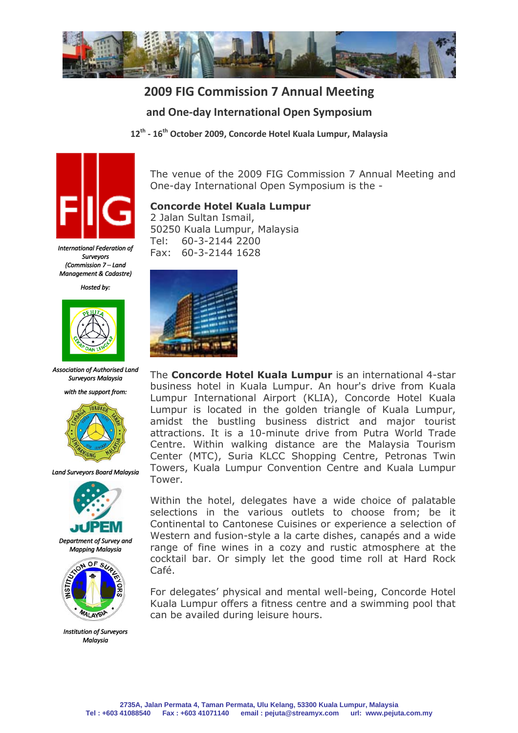# 2009 FIG Commission 7 Annual Meeting

## and One-day International Open Symposium

**12th - 16th October 2009, Concorde Hotel Kuala Lumpur, Malaysia**

*International Federation of Surveyors (Commission 7 – Land Management & Cadastre)*

*Hosted by:*

*Association of Authorised Land Surveyors Malaysia*

*with the support from:*

*Land Surveyors Board Malaysia*

*Department of Survey and Mapping Malaysia*

*Institution of Surveyors Malaysia*

The venue of the 2009 FIG Commission 7 Annual Meeting and One-day International Open Symposium is the -

**Concorde Hotel Kuala Lumpur**
2 Jalan Sultan Ismail,
50250 Kuala Lumpur, Malaysia
Tel: 60-3-2144 2200
Fax: 60-3-2144 1628

The **Concorde Hotel Kuala Lumpur** is an international 4-star business hotel in Kuala Lumpur. An hour's drive from Kuala Lumpur International Airport (KLIA), Concorde Hotel Kuala Lumpur is located in the golden triangle of Kuala Lumpur, amidst the bustling business district and major tourist attractions. It is a 10-minute drive from Putra World Trade Centre. Within walking distance are the Malaysia Tourism Center (MTC), Suria KLCC Shopping Centre, Petronas Twin Towers, Kuala Lumpur Convention Centre and Kuala Lumpur Tower.

Within the hotel, delegates have a wide choice of palatable selections in the various outlets to choose from; be it Continental to Cantonese Cuisines or experience a selection of Western and fusion-style a la carte dishes, canapés and a wide range of fine wines in a cozy and rustic atmosphere at the cocktail bar. Or simply let the good time roll at Hard Rock Café.

For delegates' physical and mental well-being, Concorde Hotel Kuala Lumpur offers a fitness centre and a swimming pool that can be availed during leisure hours.

2735A, Jalan Permata 4, Taman Permata, Ulu Kelang, 53300 Kuala Lumpur, Malaysia
Tel : +603 41088540 Fax : +603 41071140 email : pejuta@streamyx.com url: www.pejuta.com.my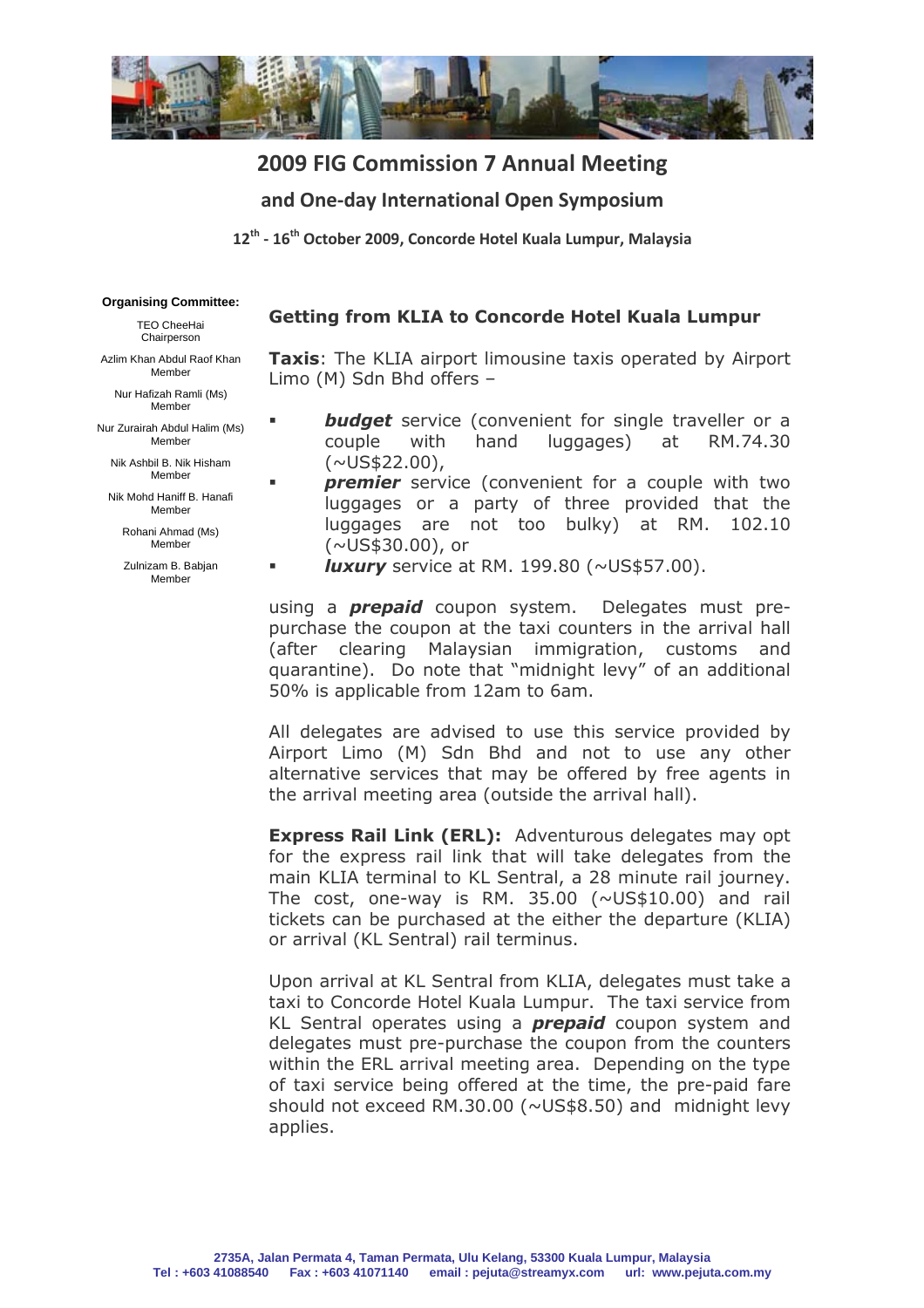# 2009 FIG Commission 7 Annual Meeting

## and One-day International Open Symposium

**12th - 16th October 2009, Concorde Hotel Kuala Lumpur, Malaysia**

**Organising Committee:**

TEO CheeHai
Chairperson

Azlim Khan Abdul Raof Khan
Member

Nur Hafizah Ramli (Ms)
Member

Nur Zurairah Abdul Halim (Ms)
Member

Nik Ashbil B. Nik Hisham
Member

Nik Mohd Haniff B. Hanafi
Member

Rohani Ahmad (Ms)
Member

Zulnizam B. Babjan
Member

### Getting from KLIA to Concorde Hotel Kuala Lumpur

**Taxis**: The KLIA airport limousine taxis operated by Airport Limo (M) Sdn Bhd offers –

- ***budget*** service (convenient for single traveller or a couple with hand luggages) at RM.74.30 (~US$22.00),
- ***premier*** service (convenient for a couple with two luggages or a party of three provided that the luggages are not too bulky) at RM. 102.10 (~US$30.00), or
- ***luxury*** service at RM. 199.80 (~US$57.00).

using a ***prepaid*** coupon system. Delegates must pre-purchase the coupon at the taxi counters in the arrival hall (after clearing Malaysian immigration, customs and quarantine). Do note that "midnight levy" of an additional 50% is applicable from 12am to 6am.

All delegates are advised to use this service provided by Airport Limo (M) Sdn Bhd and not to use any other alternative services that may be offered by free agents in the arrival meeting area (outside the arrival hall).

**Express Rail Link (ERL):** Adventurous delegates may opt for the express rail link that will take delegates from the main KLIA terminal to KL Sentral, a 28 minute rail journey. The cost, one-way is RM. 35.00 (~US$10.00) and rail tickets can be purchased at the either the departure (KLIA) or arrival (KL Sentral) rail terminus.

Upon arrival at KL Sentral from KLIA, delegates must take a taxi to Concorde Hotel Kuala Lumpur. The taxi service from KL Sentral operates using a ***prepaid*** coupon system and delegates must pre-purchase the coupon from the counters within the ERL arrival meeting area. Depending on the type of taxi service being offered at the time, the pre-paid fare should not exceed RM.30.00 (~US$8.50) and midnight levy applies.

2735A, Jalan Permata 4, Taman Permata, Ulu Kelang, 53300 Kuala Lumpur, Malaysia
Tel : +603 41088540 Fax : +603 41071140 email : pejuta@streamyx.com url: www.pejuta.com.my